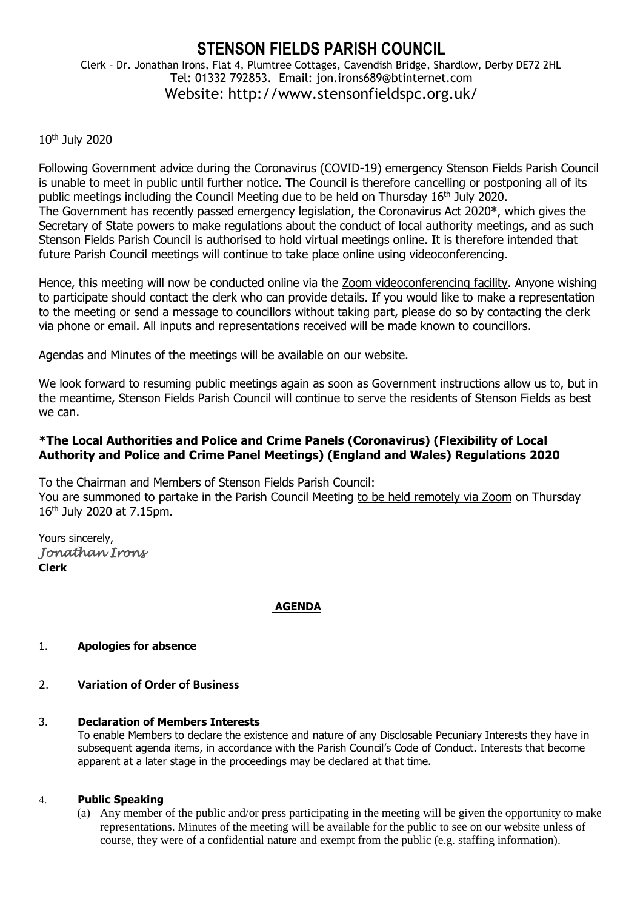# STENSON FIELDS PARISH COUNCIL

Clerk – Dr. Jonathan Irons, Flat 4, Plumtree Cottages, Cavendish Bridge, Shardlow, Derby DE72 2HL
Tel: 01332 792853. Email: jon.irons689@btinternet.com
Website: http://www.stensonfieldspc.org.uk/

10th July 2020

Following Government advice during the Coronavirus (COVID-19) emergency Stenson Fields Parish Council is unable to meet in public until further notice. The Council is therefore cancelling or postponing all of its public meetings including the Council Meeting due to be held on Thursday 16th July 2020.
The Government has recently passed emergency legislation, the Coronavirus Act 2020*, which gives the Secretary of State powers to make regulations about the conduct of local authority meetings, and as such Stenson Fields Parish Council is authorised to hold virtual meetings online. It is therefore intended that future Parish Council meetings will continue to take place online using videoconferencing.

Hence, this meeting will now be conducted online via the Zoom videoconferencing facility. Anyone wishing to participate should contact the clerk who can provide details. If you would like to make a representation to the meeting or send a message to councillors without taking part, please do so by contacting the clerk via phone or email. All inputs and representations received will be made known to councillors.

Agendas and Minutes of the meetings will be available on our website.

We look forward to resuming public meetings again as soon as Government instructions allow us to, but in the meantime, Stenson Fields Parish Council will continue to serve the residents of Stenson Fields as best we can.

**\*The Local Authorities and Police and Crime Panels (Coronavirus) (Flexibility of Local Authority and Police and Crime Panel Meetings) (England and Wales) Regulations 2020**

To the Chairman and Members of Stenson Fields Parish Council:
You are summoned to partake in the Parish Council Meeting to be held remotely via Zoom on Thursday 16th July 2020 at 7.15pm.

Yours sincerely,
*Jonathan Irons*
**Clerk**

## AGENDA

1. **Apologies for absence**

2. **Variation of Order of Business**

3. **Declaration of Members Interests**
   To enable Members to declare the existence and nature of any Disclosable Pecuniary Interests they have in subsequent agenda items, in accordance with the Parish Council's Code of Conduct. Interests that become apparent at a later stage in the proceedings may be declared at that time.

4. **Public Speaking**
   (a) Any member of the public and/or press participating in the meeting will be given the opportunity to make representations. Minutes of the meeting will be available for the public to see on our website unless of course, they were of a confidential nature and exempt from the public (e.g. staffing information).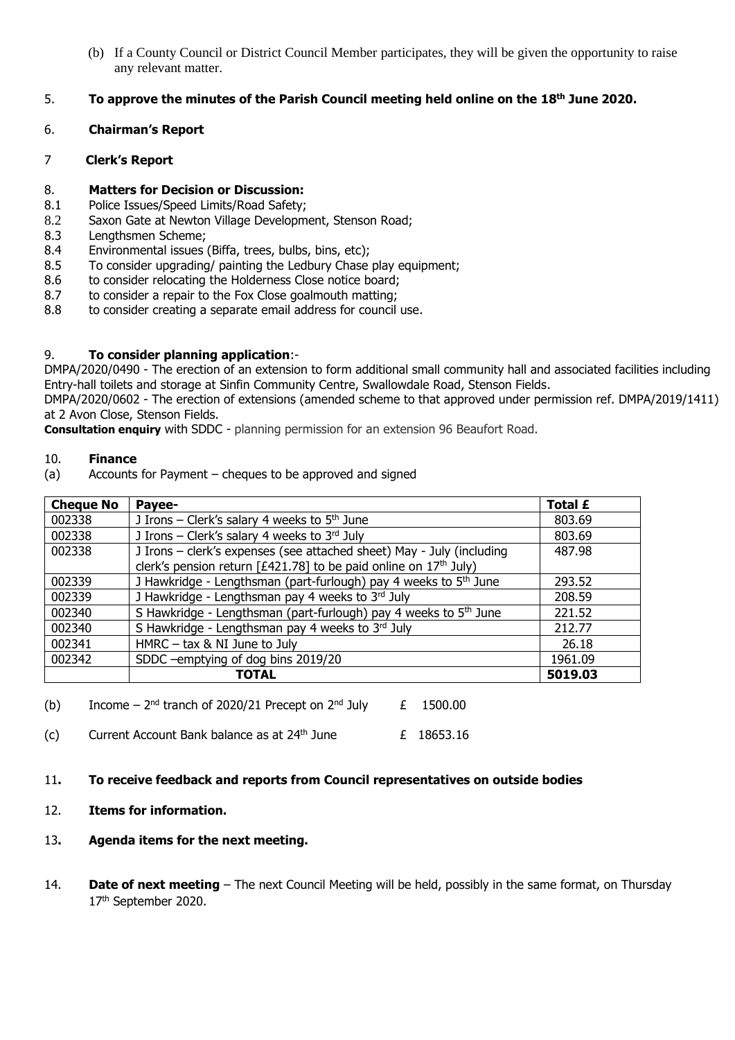(b) If a County Council or District Council Member participates, they will be given the opportunity to raise any relevant matter.

5. **To approve the minutes of the Parish Council meeting held online on the 18th June 2020.**

6. **Chairman's Report**

7 **Clerk's Report**

8. **Matters for Decision or Discussion:**
8.1 Police Issues/Speed Limits/Road Safety;
8.2 Saxon Gate at Newton Village Development, Stenson Road;
8.3 Lengthsmen Scheme;
8.4 Environmental issues (Biffa, trees, bulbs, bins, etc);
8.5 To consider upgrading/ painting the Ledbury Chase play equipment;
8.6 to consider relocating the Holderness Close notice board;
8.7 to consider a repair to the Fox Close goalmouth matting;
8.8 to consider creating a separate email address for council use.

9. **To consider planning application**:-
DMPA/2020/0490 - The erection of an extension to form additional small community hall and associated facilities including Entry-hall toilets and storage at Sinfin Community Centre, Swallowdale Road, Stenson Fields.
DMPA/2020/0602 - The erection of extensions (amended scheme to that approved under permission ref. DMPA/2019/1411) at 2 Avon Close, Stenson Fields.
**Consultation enquiry** with SDDC - planning permission for an extension 96 Beaufort Road.

10. **Finance**
(a) Accounts for Payment – cheques to be approved and signed

| Cheque No | Payee- | Total £ |
|---|---|---|
| 002338 | J Irons – Clerk's salary 4 weeks to 5th June | 803.69 |
| 002338 | J Irons – Clerk's salary 4 weeks to 3rd July | 803.69 |
| 002338 | J Irons – clerk's expenses (see attached sheet) May - July (including clerk's pension return [£421.78] to be paid online on 17th July) | 487.98 |
| 002339 | J Hawkridge - Lengthsman (part-furlough) pay 4 weeks to 5th June | 293.52 |
| 002339 | J Hawkridge - Lengthsman pay 4 weeks to 3rd July | 208.59 |
| 002340 | S Hawkridge - Lengthsman (part-furlough) pay 4 weeks to 5th June | 221.52 |
| 002340 | S Hawkridge - Lengthsman pay 4 weeks to 3rd July | 212.77 |
| 002341 | HMRC – tax & NI June to July | 26.18 |
| 002342 | SDDC –emptying of dog bins 2019/20 | 1961.09 |
| | **TOTAL** | **5019.03** |

(b) Income – 2nd tranch of 2020/21 Precept on 2nd July £ 1500.00

(c) Current Account Bank balance as at 24th June £ 18653.16

11**.** **To receive feedback and reports from Council representatives on outside bodies**

12. **Items for information.**

13**.** **Agenda items for the next meeting.**

14. **Date of next meeting** – The next Council Meeting will be held, possibly in the same format, on Thursday 17th September 2020.